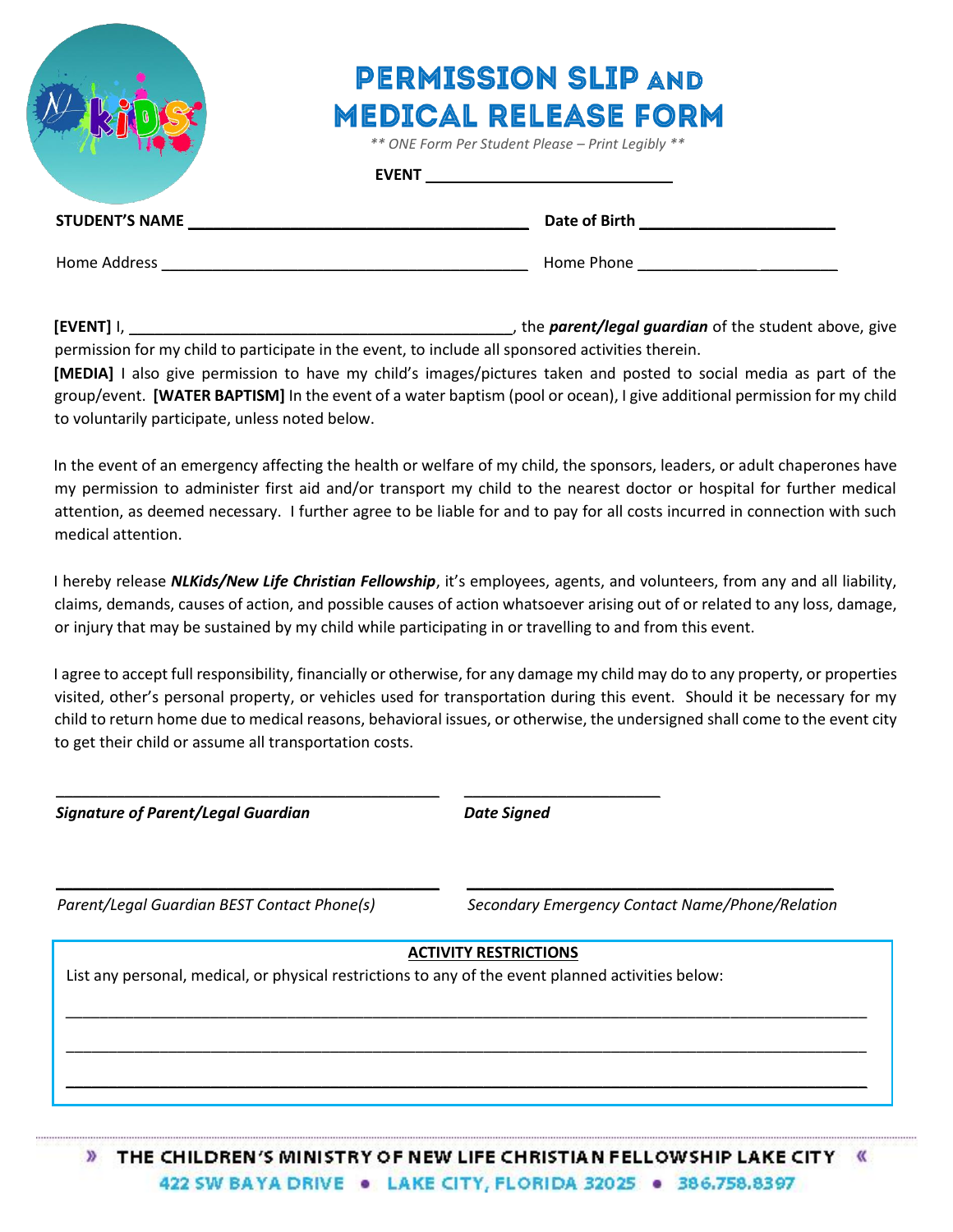# PERMISSION SLIP AND MEDICAL RELEASE FORM

*\*\* ONE Form Per Student Please – Print Legibly \*\**

**EVENT** ______________________________

**STUDENT'S NAME** ________________________________________ **Date of Birth** ______________________

Home Address ____________________________________________ Home Phone ______________________

**[EVENT]** I, ____________________________________________, the ***parent/legal guardian*** of the student above, give permission for my child to participate in the event, to include all sponsored activities therein.
**[MEDIA]** I also give permission to have my child's images/pictures taken and posted to social media as part of the group/event. **[WATER BAPTISM]** In the event of a water baptism (pool or ocean), I give additional permission for my child to voluntarily participate, unless noted below.

In the event of an emergency affecting the health or welfare of my child, the sponsors, leaders, or adult chaperones have my permission to administer first aid and/or transport my child to the nearest doctor or hospital for further medical attention, as deemed necessary. I further agree to be liable for and to pay for all costs incurred in connection with such medical attention.

I hereby release ***NLKids/New Life Christian Fellowship***, it's employees, agents, and volunteers, from any and all liability, claims, demands, causes of action, and possible causes of action whatsoever arising out of or related to any loss, damage, or injury that may be sustained by my child while participating in or travelling to and from this event.

I agree to accept full responsibility, financially or otherwise, for any damage my child may do to any property, or properties visited, other's personal property, or vehicles used for transportation during this event. Should it be necessary for my child to return home due to medical reasons, behavioral issues, or otherwise, the undersigned shall come to the event city to get their child or assume all transportation costs.

______________________________________________ ______________________

***Signature of Parent/Legal Guardian*** ***Date Signed***

______________________________________________ ______________________________________________

*Parent/Legal Guardian BEST Contact Phone(s)* *Secondary Emergency Contact Name/Phone/Relation*

**ACTIVITY RESTRICTIONS**

List any personal, medical, or physical restrictions to any of the event planned activities below:

__________________________________________________________________________________________

__________________________________________________________________________________________

__________________________________________________________________________________________

» THE CHILDREN'S MINISTRY OF NEW LIFE CHRISTIAN FELLOWSHIP LAKE CITY «

422 SW BAYA DRIVE • LAKE CITY, FLORIDA 32025 • 386.758.8397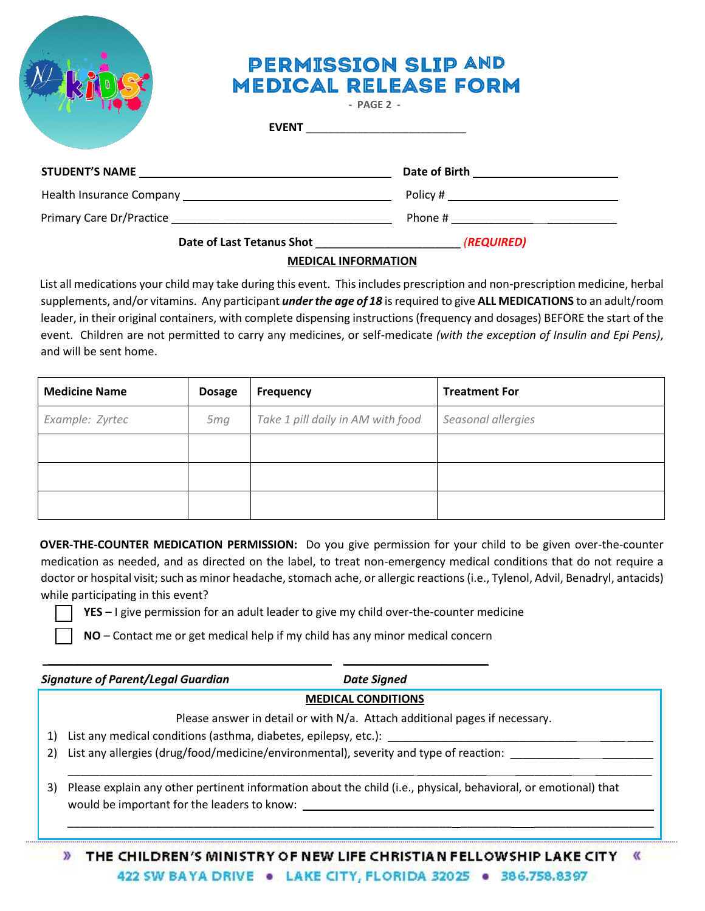# PERMISSION SLIP AND MEDICAL RELEASE FORM

- PAGE 2 -

**EVENT** ___________________________

**STUDENT'S NAME** ___________________________ **Date of Birth** ___________________

Health Insurance Company ___________________________ Policy # ___________________

Primary Care Dr/Practice ___________________________ Phone # ___________________

**Date of Last Tetanus Shot** ___________________ ***(REQUIRED)***

**MEDICAL INFORMATION**

List all medications your child may take during this event. This includes prescription and non-prescription medicine, herbal supplements, and/or vitamins. Any participant ***under the age of 18*** is required to give **ALL MEDICATIONS** to an adult/room leader, in their original containers, with complete dispensing instructions (frequency and dosages) BEFORE the start of the event. Children are not permitted to carry any medicines, or self-medicate *(with the exception of Insulin and Epi Pens)*, and will be sent home.

| Medicine Name | Dosage | Frequency | Treatment For |
|---|---|---|---|
| *Example: Zyrtec* | *5mg* | *Take 1 pill daily in AM with food* | *Seasonal allergies* |
| | | | |
| | | | |
| | | | |

**OVER-THE-COUNTER MEDICATION PERMISSION:** Do you give permission for your child to be given over-the-counter medication as needed, and as directed on the label, to treat non-emergency medical conditions that do not require a doctor or hospital visit; such as minor headache, stomach ache, or allergic reactions (i.e., Tylenol, Advil, Benadryl, antacids) while participating in this event?

☐ **YES** – I give permission for an adult leader to give my child over-the-counter medicine

☐ **NO** – Contact me or get medical help if my child has any minor medical concern

___________________________ ___________________

***Signature of Parent/Legal Guardian*** ***Date Signed***

**MEDICAL CONDITIONS**

Please answer in detail or with N/a. Attach additional pages if necessary.

1) List any medical conditions (asthma, diabetes, epilepsy, etc.): ___________________________
2) List any allergies (drug/food/medicine/environmental), severity and type of reaction: ___________________________

   ___________________________________________________________________________
3) Please explain any other pertinent information about the child (i.e., physical, behavioral, or emotional) that would be important for the leaders to know: ___________________________

   ___________________________________________________________________________

» THE CHILDREN'S MINISTRY OF NEW LIFE CHRISTIAN FELLOWSHIP LAKE CITY «

422 SW BAYA DRIVE • LAKE CITY, FLORIDA 32025 • 386.758.8397